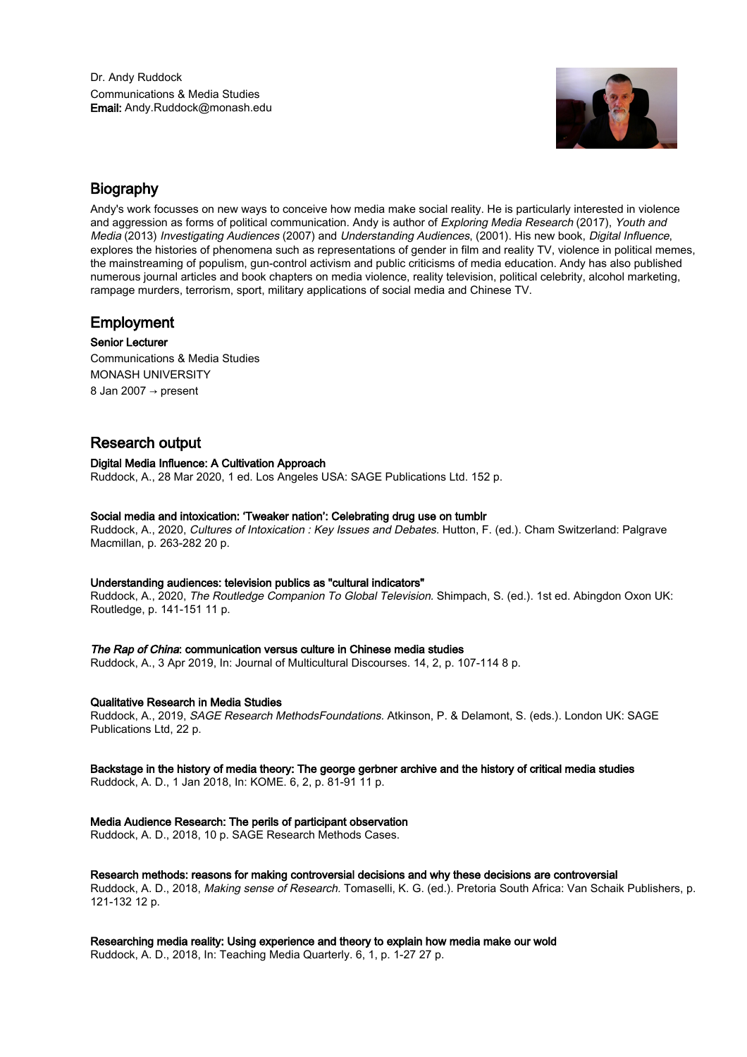Dr. Andy Ruddock
Communications & Media Studies
**Email:** Andy.Ruddock@monash.edu

## Biography

Andy's work focusses on new ways to conceive how media make social reality. He is particularly interested in violence and aggression as forms of political communication. Andy is author of *Exploring Media Research* (2017), *Youth and Media* (2013) *Investigating Audiences* (2007) and *Understanding Audiences*, (2001). His new book, *Digital Influence*, explores the histories of phenomena such as representations of gender in film and reality TV, violence in political memes, the mainstreaming of populism, gun-control activism and public criticisms of media education. Andy has also published numerous journal articles and book chapters on media violence, reality television, political celebrity, alcohol marketing, rampage murders, terrorism, sport, military applications of social media and Chinese TV.

## Employment

**Senior Lecturer**
Communications & Media Studies
MONASH UNIVERSITY
8 Jan 2007 → present

## Research output

**Digital Media Influence: A Cultivation Approach**
Ruddock, A., 28 Mar 2020, 1 ed. Los Angeles USA: SAGE Publications Ltd. 152 p.

**Social media and intoxication: 'Tweaker nation': Celebrating drug use on tumblr**
Ruddock, A., 2020, *Cultures of Intoxication : Key Issues and Debates.* Hutton, F. (ed.). Cham Switzerland: Palgrave Macmillan, p. 263-282 20 p.

**Understanding audiences: television publics as "cultural indicators"**
Ruddock, A., 2020, *The Routledge Companion To Global Television.* Shimpach, S. (ed.). 1st ed. Abingdon Oxon UK: Routledge, p. 141-151 11 p.

***The Rap of China*: communication versus culture in Chinese media studies**
Ruddock, A., 3 Apr 2019, In: Journal of Multicultural Discourses. 14, 2, p. 107-114 8 p.

**Qualitative Research in Media Studies**
Ruddock, A., 2019, *SAGE Research MethodsFoundations.* Atkinson, P. & Delamont, S. (eds.). London UK: SAGE Publications Ltd, 22 p.

**Backstage in the history of media theory: The george gerbner archive and the history of critical media studies**
Ruddock, A. D., 1 Jan 2018, In: KOME. 6, 2, p. 81-91 11 p.

**Media Audience Research: The perils of participant observation**
Ruddock, A. D., 2018, 10 p. SAGE Research Methods Cases.

**Research methods: reasons for making controversial decisions and why these decisions are controversial**
Ruddock, A. D., 2018, *Making sense of Research.* Tomaselli, K. G. (ed.). Pretoria South Africa: Van Schaik Publishers, p. 121-132 12 p.

**Researching media reality: Using experience and theory to explain how media make our wold**
Ruddock, A. D., 2018, In: Teaching Media Quarterly. 6, 1, p. 1-27 27 p.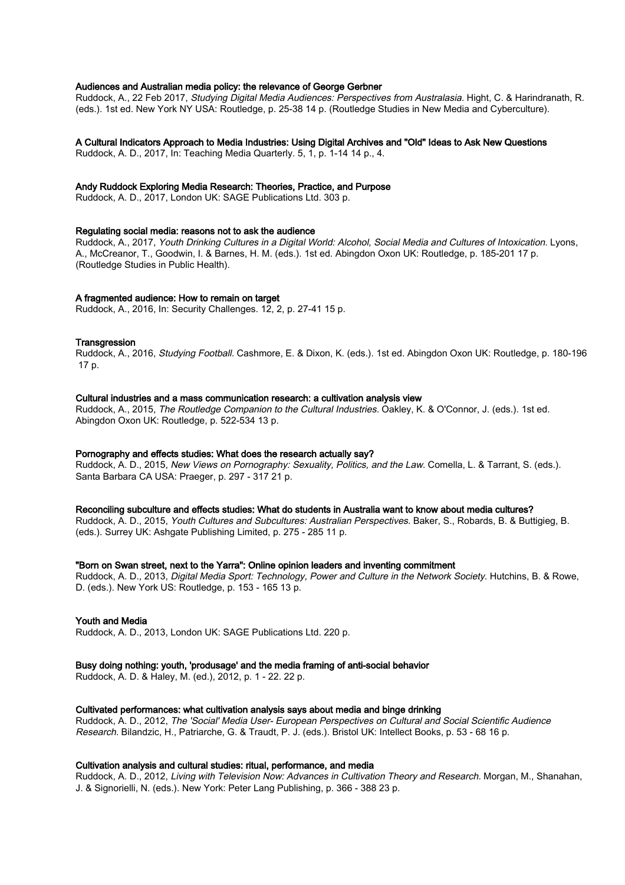**Audiences and Australian media policy: the relevance of George Gerbner**
Ruddock, A., 22 Feb 2017, *Studying Digital Media Audiences: Perspectives from Australasia.* Hight, C. & Harindranath, R. (eds.). 1st ed. New York NY USA: Routledge, p. 25-38 14 p. (Routledge Studies in New Media and Cyberculture).

**A Cultural Indicators Approach to Media Industries: Using Digital Archives and "Old" Ideas to Ask New Questions**
Ruddock, A. D., 2017, In: Teaching Media Quarterly. 5, 1, p. 1-14 14 p., 4.

**Andy Ruddock Exploring Media Research: Theories, Practice, and Purpose**
Ruddock, A. D., 2017, London UK: SAGE Publications Ltd. 303 p.

**Regulating social media: reasons not to ask the audience**
Ruddock, A., 2017, *Youth Drinking Cultures in a Digital World: Alcohol, Social Media and Cultures of Intoxication.* Lyons, A., McCreanor, T., Goodwin, I. & Barnes, H. M. (eds.). 1st ed. Abingdon Oxon UK: Routledge, p. 185-201 17 p. (Routledge Studies in Public Health).

**A fragmented audience: How to remain on target**
Ruddock, A., 2016, In: Security Challenges. 12, 2, p. 27-41 15 p.

**Transgression**
Ruddock, A., 2016, *Studying Football.* Cashmore, E. & Dixon, K. (eds.). 1st ed. Abingdon Oxon UK: Routledge, p. 180-196 17 p.

**Cultural industries and a mass communication research: a cultivation analysis view**
Ruddock, A., 2015, *The Routledge Companion to the Cultural Industries.* Oakley, K. & O'Connor, J. (eds.). 1st ed. Abingdon Oxon UK: Routledge, p. 522-534 13 p.

**Pornography and effects studies: What does the research actually say?**
Ruddock, A. D., 2015, *New Views on Pornography: Sexuality, Politics, and the Law.* Comella, L. & Tarrant, S. (eds.). Santa Barbara CA USA: Praeger, p. 297 - 317 21 p.

**Reconciling subculture and effects studies: What do students in Australia want to know about media cultures?**
Ruddock, A. D., 2015, *Youth Cultures and Subcultures: Australian Perspectives.* Baker, S., Robards, B. & Buttigieg, B. (eds.). Surrey UK: Ashgate Publishing Limited, p. 275 - 285 11 p.

**"Born on Swan street, next to the Yarra": Online opinion leaders and inventing commitment**
Ruddock, A. D., 2013, *Digital Media Sport: Technology, Power and Culture in the Network Society.* Hutchins, B. & Rowe, D. (eds.). New York US: Routledge, p. 153 - 165 13 p.

**Youth and Media**
Ruddock, A. D., 2013, London UK: SAGE Publications Ltd. 220 p.

**Busy doing nothing: youth, 'produsage' and the media framing of anti-social behavior**
Ruddock, A. D. & Haley, M. (ed.), 2012, p. 1 - 22. 22 p.

**Cultivated performances: what cultivation analysis says about media and binge drinking**
Ruddock, A. D., 2012, *The 'Social' Media User- European Perspectives on Cultural and Social Scientific Audience Research.* Bilandzic, H., Patriarche, G. & Traudt, P. J. (eds.). Bristol UK: Intellect Books, p. 53 - 68 16 p.

**Cultivation analysis and cultural studies: ritual, performance, and media**
Ruddock, A. D., 2012, *Living with Television Now: Advances in Cultivation Theory and Research.* Morgan, M., Shanahan, J. & Signorielli, N. (eds.). New York: Peter Lang Publishing, p. 366 - 388 23 p.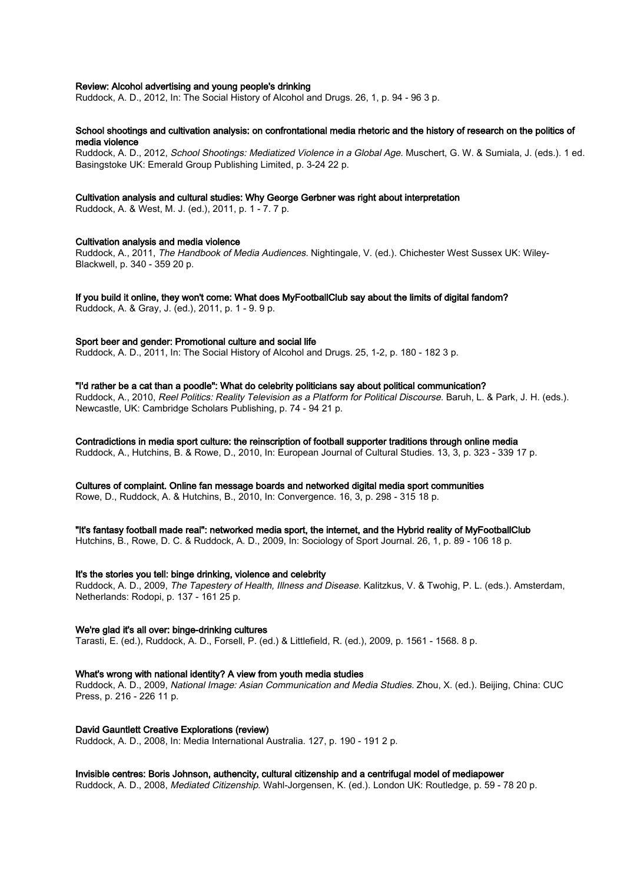**Review: Alcohol advertising and young people's drinking**
Ruddock, A. D., 2012, In: The Social History of Alcohol and Drugs. 26, 1, p. 94 - 96 3 p.

**School shootings and cultivation analysis: on confrontational media rhetoric and the history of research on the politics of media violence**
Ruddock, A. D., 2012, *School Shootings: Mediatized Violence in a Global Age.* Muschert, G. W. & Sumiala, J. (eds.). 1 ed. Basingstoke UK: Emerald Group Publishing Limited, p. 3-24 22 p.

**Cultivation analysis and cultural studies: Why George Gerbner was right about interpretation**
Ruddock, A. & West, M. J. (ed.), 2011, p. 1 - 7. 7 p.

**Cultivation analysis and media violence**
Ruddock, A., 2011, *The Handbook of Media Audiences.* Nightingale, V. (ed.). Chichester West Sussex UK: Wiley-Blackwell, p. 340 - 359 20 p.

**If you build it online, they won't come: What does MyFootballClub say about the limits of digital fandom?**
Ruddock, A. & Gray, J. (ed.), 2011, p. 1 - 9. 9 p.

**Sport beer and gender: Promotional culture and social life**
Ruddock, A. D., 2011, In: The Social History of Alcohol and Drugs. 25, 1-2, p. 180 - 182 3 p.

**"I'd rather be a cat than a poodle": What do celebrity politicians say about political communication?**
Ruddock, A., 2010, *Reel Politics: Reality Television as a Platform for Political Discourse.* Baruh, L. & Park, J. H. (eds.). Newcastle, UK: Cambridge Scholars Publishing, p. 74 - 94 21 p.

**Contradictions in media sport culture: the reinscription of football supporter traditions through online media**
Ruddock, A., Hutchins, B. & Rowe, D., 2010, In: European Journal of Cultural Studies. 13, 3, p. 323 - 339 17 p.

**Cultures of complaint. Online fan message boards and networked digital media sport communities**
Rowe, D., Ruddock, A. & Hutchins, B., 2010, In: Convergence. 16, 3, p. 298 - 315 18 p.

**"It's fantasy football made real": networked media sport, the internet, and the Hybrid reality of MyFootballClub**
Hutchins, B., Rowe, D. C. & Ruddock, A. D., 2009, In: Sociology of Sport Journal. 26, 1, p. 89 - 106 18 p.

**It's the stories you tell: binge drinking, violence and celebrity**
Ruddock, A. D., 2009, *The Tapestery of Health, Illness and Disease.* Kalitzkus, V. & Twohig, P. L. (eds.). Amsterdam, Netherlands: Rodopi, p. 137 - 161 25 p.

**We're glad it's all over: binge-drinking cultures**
Tarasti, E. (ed.), Ruddock, A. D., Forsell, P. (ed.) & Littlefield, R. (ed.), 2009, p. 1561 - 1568. 8 p.

**What's wrong with national identity? A view from youth media studies**
Ruddock, A. D., 2009, *National Image: Asian Communication and Media Studies.* Zhou, X. (ed.). Beijing, China: CUC Press, p. 216 - 226 11 p.

**David Gauntlett Creative Explorations (review)**
Ruddock, A. D., 2008, In: Media International Australia. 127, p. 190 - 191 2 p.

**Invisible centres: Boris Johnson, authencity, cultural citizenship and a centrifugal model of mediapower**
Ruddock, A. D., 2008, *Mediated Citizenship.* Wahl-Jorgensen, K. (ed.). London UK: Routledge, p. 59 - 78 20 p.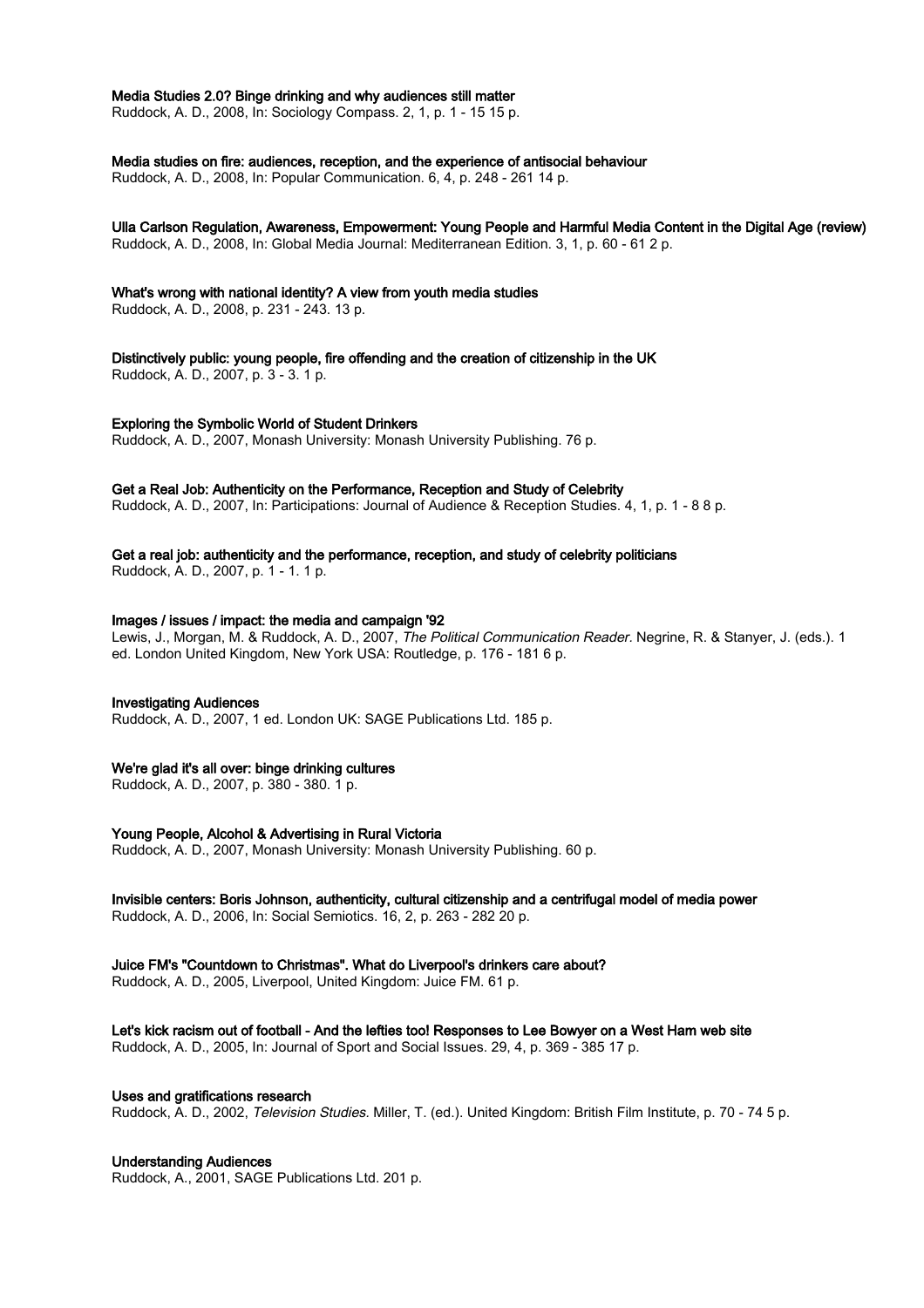**Media Studies 2.0? Binge drinking and why audiences still matter**
Ruddock, A. D., 2008, In: Sociology Compass. 2, 1, p. 1 - 15 15 p.

**Media studies on fire: audiences, reception, and the experience of antisocial behaviour**
Ruddock, A. D., 2008, In: Popular Communication. 6, 4, p. 248 - 261 14 p.

**Ulla Carlson Regulation, Awareness, Empowerment: Young People and Harmful Media Content in the Digital Age (review)**
Ruddock, A. D., 2008, In: Global Media Journal: Mediterranean Edition. 3, 1, p. 60 - 61 2 p.

**What's wrong with national identity? A view from youth media studies**
Ruddock, A. D., 2008, p. 231 - 243. 13 p.

**Distinctively public: young people, fire offending and the creation of citizenship in the UK**
Ruddock, A. D., 2007, p. 3 - 3. 1 p.

**Exploring the Symbolic World of Student Drinkers**
Ruddock, A. D., 2007, Monash University: Monash University Publishing. 76 p.

**Get a Real Job: Authenticity on the Performance, Reception and Study of Celebrity**
Ruddock, A. D., 2007, In: Participations: Journal of Audience & Reception Studies. 4, 1, p. 1 - 8 8 p.

**Get a real job: authenticity and the performance, reception, and study of celebrity politicians**
Ruddock, A. D., 2007, p. 1 - 1. 1 p.

**Images / issues / impact: the media and campaign '92**
Lewis, J., Morgan, M. & Ruddock, A. D., 2007, *The Political Communication Reader.* Negrine, R. & Stanyer, J. (eds.). 1 ed. London United Kingdom, New York USA: Routledge, p. 176 - 181 6 p.

**Investigating Audiences**
Ruddock, A. D., 2007, 1 ed. London UK: SAGE Publications Ltd. 185 p.

**We're glad it's all over: binge drinking cultures**
Ruddock, A. D., 2007, p. 380 - 380. 1 p.

**Young People, Alcohol & Advertising in Rural Victoria**
Ruddock, A. D., 2007, Monash University: Monash University Publishing. 60 p.

**Invisible centers: Boris Johnson, authenticity, cultural citizenship and a centrifugal model of media power**
Ruddock, A. D., 2006, In: Social Semiotics. 16, 2, p. 263 - 282 20 p.

**Juice FM's "Countdown to Christmas". What do Liverpool's drinkers care about?**
Ruddock, A. D., 2005, Liverpool, United Kingdom: Juice FM. 61 p.

**Let's kick racism out of football - And the lefties too! Responses to Lee Bowyer on a West Ham web site**
Ruddock, A. D., 2005, In: Journal of Sport and Social Issues. 29, 4, p. 369 - 385 17 p.

**Uses and gratifications research**
Ruddock, A. D., 2002, *Television Studies.* Miller, T. (ed.). United Kingdom: British Film Institute, p. 70 - 74 5 p.

**Understanding Audiences**
Ruddock, A., 2001, SAGE Publications Ltd. 201 p.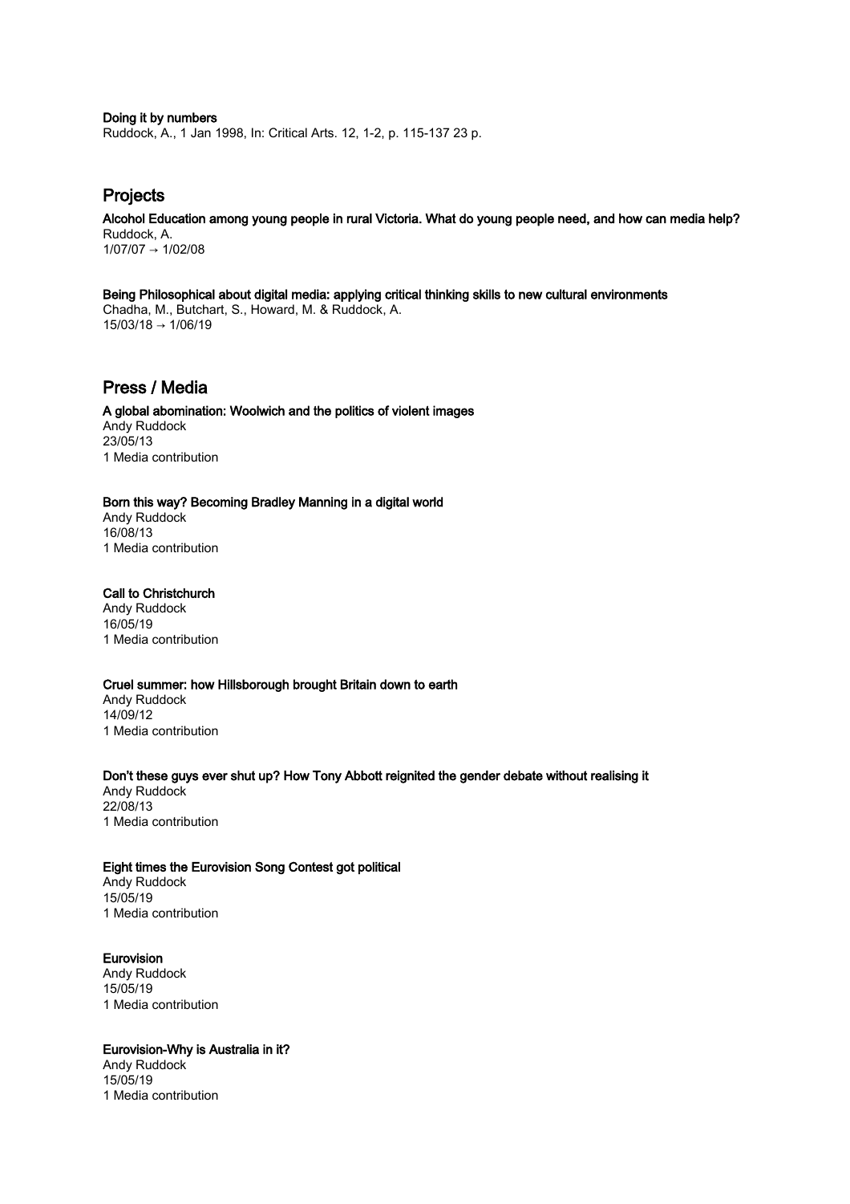**Doing it by numbers**
Ruddock, A., 1 Jan 1998, In: Critical Arts. 12, 1-2, p. 115-137 23 p.

## Projects

**Alcohol Education among young people in rural Victoria. What do young people need, and how can media help?**
Ruddock, A.
1/07/07 → 1/02/08

**Being Philosophical about digital media: applying critical thinking skills to new cultural environments**
Chadha, M., Butchart, S., Howard, M. & Ruddock, A.
15/03/18 → 1/06/19

## Press / Media

**A global abomination: Woolwich and the politics of violent images**
Andy Ruddock
23/05/13
1 Media contribution

**Born this way? Becoming Bradley Manning in a digital world**
Andy Ruddock
16/08/13
1 Media contribution

**Call to Christchurch**
Andy Ruddock
16/05/19
1 Media contribution

**Cruel summer: how Hillsborough brought Britain down to earth**
Andy Ruddock
14/09/12
1 Media contribution

**Don't these guys ever shut up? How Tony Abbott reignited the gender debate without realising it**
Andy Ruddock
22/08/13
1 Media contribution

**Eight times the Eurovision Song Contest got political**
Andy Ruddock
15/05/19
1 Media contribution

**Eurovision**
Andy Ruddock
15/05/19
1 Media contribution

**Eurovision-Why is Australia in it?**
Andy Ruddock
15/05/19
1 Media contribution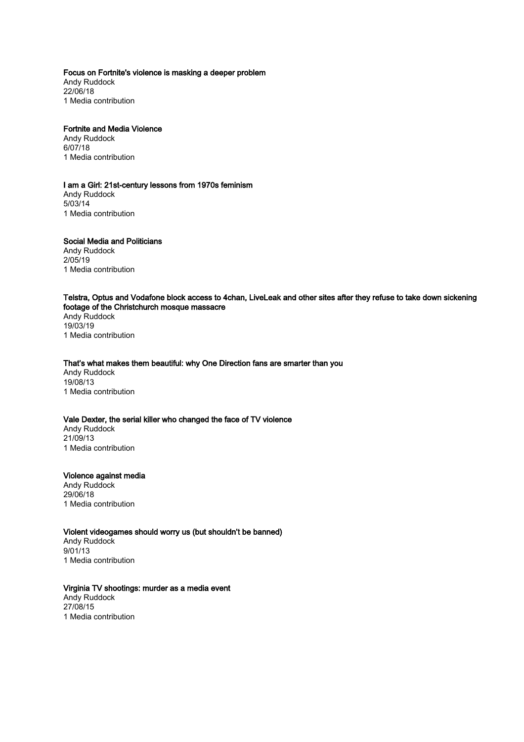**Focus on Fortnite's violence is masking a deeper problem**
Andy Ruddock
22/06/18
1 Media contribution

**Fortnite and Media Violence**
Andy Ruddock
6/07/18
1 Media contribution

**I am a Girl: 21st-century lessons from 1970s feminism**
Andy Ruddock
5/03/14
1 Media contribution

**Social Media and Politicians**
Andy Ruddock
2/05/19
1 Media contribution

**Telstra, Optus and Vodafone block access to 4chan, LiveLeak and other sites after they refuse to take down sickening footage of the Christchurch mosque massacre**
Andy Ruddock
19/03/19
1 Media contribution

**That's what makes them beautiful: why One Direction fans are smarter than you**
Andy Ruddock
19/08/13
1 Media contribution

**Vale Dexter, the serial killer who changed the face of TV violence**
Andy Ruddock
21/09/13
1 Media contribution

**Violence against media**
Andy Ruddock
29/06/18
1 Media contribution

**Violent videogames should worry us (but shouldn't be banned)**
Andy Ruddock
9/01/13
1 Media contribution

**Virginia TV shootings: murder as a media event**
Andy Ruddock
27/08/15
1 Media contribution